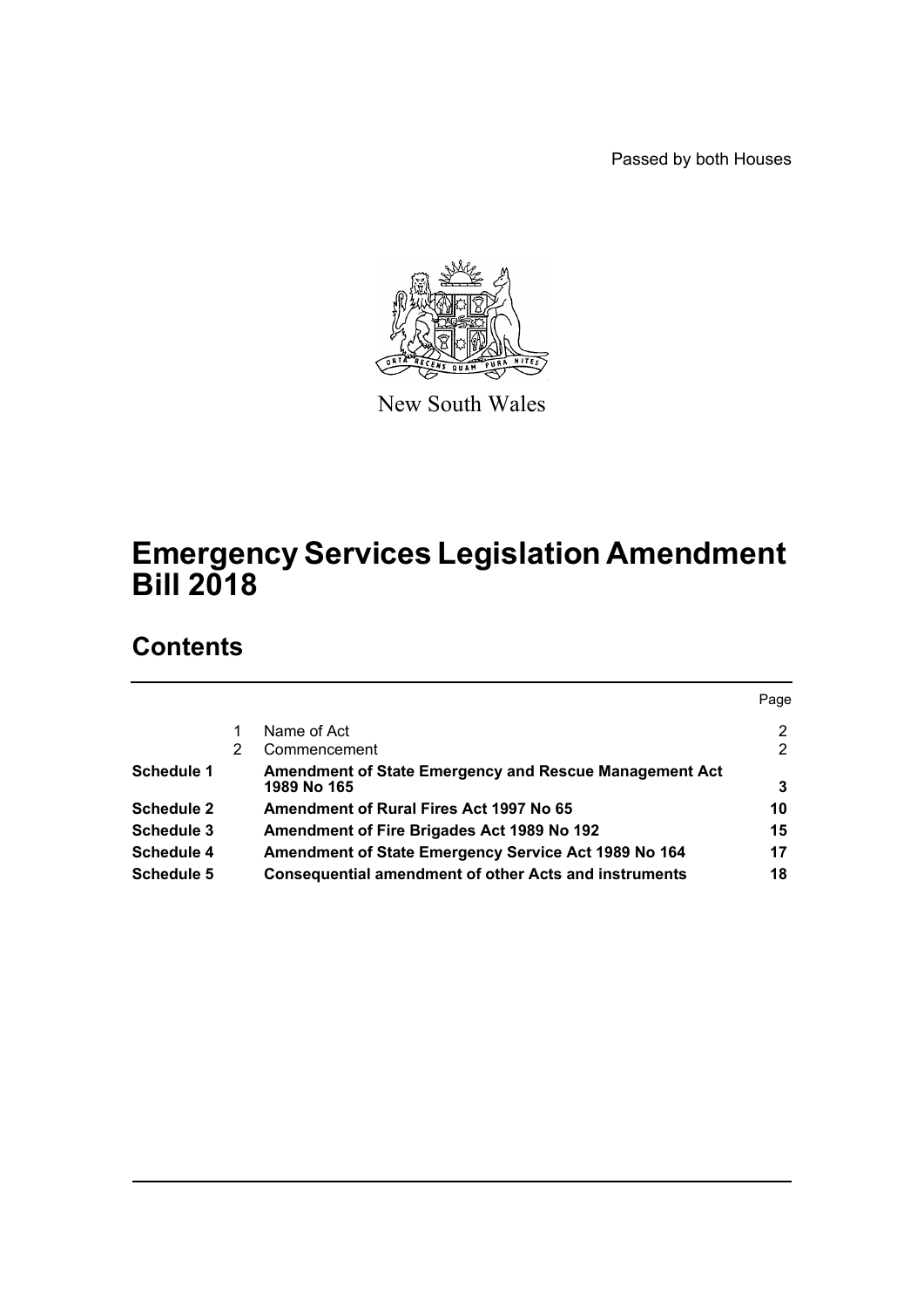Passed by both Houses

New South Wales

# Emergency Services Legislation Amendment Bill 2018

## Contents

| | | | Page |
|---|---|---|---|
| | 1 | Name of Act | 2 |
| | 2 | Commencement | 2 |
| **Schedule 1** | | **Amendment of State Emergency and Rescue Management Act 1989 No 165** | **3** |
| **Schedule 2** | | **Amendment of Rural Fires Act 1997 No 65** | **10** |
| **Schedule 3** | | **Amendment of Fire Brigades Act 1989 No 192** | **15** |
| **Schedule 4** | | **Amendment of State Emergency Service Act 1989 No 164** | **17** |
| **Schedule 5** | | **Consequential amendment of other Acts and instruments** | **18** |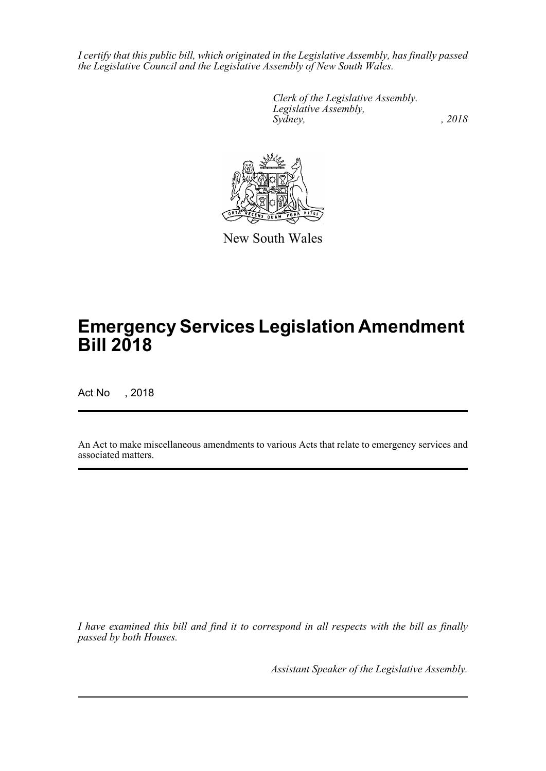*I certify that this public bill, which originated in the Legislative Assembly, has finally passed the Legislative Council and the Legislative Assembly of New South Wales.*

*Clerk of the Legislative Assembly.*
*Legislative Assembly,*
*Sydney, , 2018*

New South Wales

# Emergency Services Legislation Amendment Bill 2018

Act No , 2018

An Act to make miscellaneous amendments to various Acts that relate to emergency services and associated matters.

*I have examined this bill and find it to correspond in all respects with the bill as finally passed by both Houses.*

*Assistant Speaker of the Legislative Assembly.*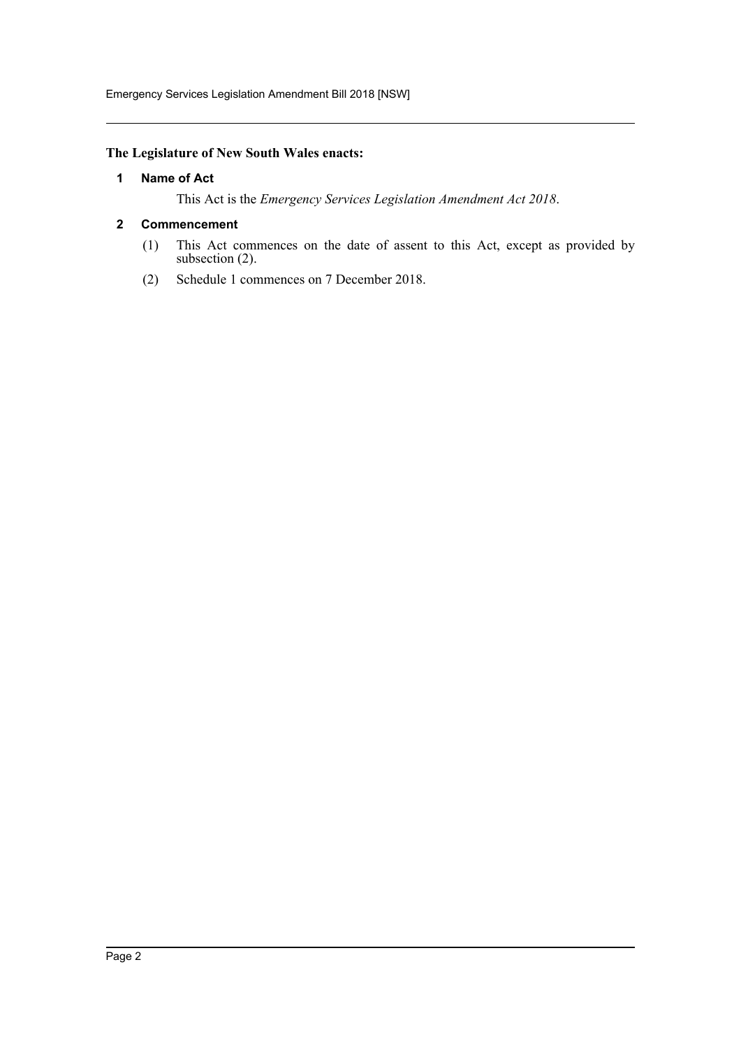**The Legislature of New South Wales enacts:**

### 1 Name of Act

This Act is the *Emergency Services Legislation Amendment Act 2018*.

### 2 Commencement

(1) This Act commences on the date of assent to this Act, except as provided by subsection (2).

(2) Schedule 1 commences on 7 December 2018.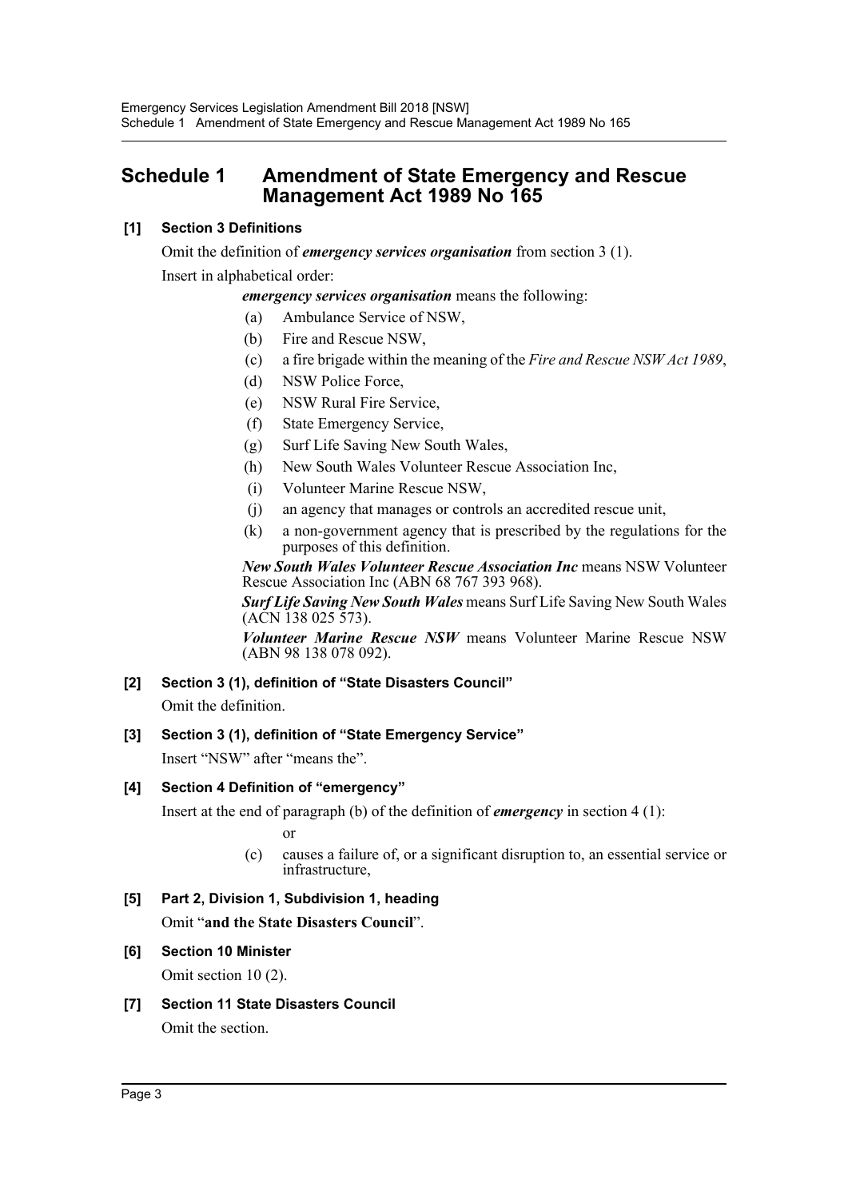# Schedule 1 Amendment of State Emergency and Rescue Management Act 1989 No 165

### [1] Section 3 Definitions

Omit the definition of ***emergency services organisation*** from section 3 (1).

Insert in alphabetical order:

***emergency services organisation*** means the following:

- (a) Ambulance Service of NSW,
- (b) Fire and Rescue NSW,
- (c) a fire brigade within the meaning of the *Fire and Rescue NSW Act 1989*,
- (d) NSW Police Force,
- (e) NSW Rural Fire Service,
- (f) State Emergency Service,
- (g) Surf Life Saving New South Wales,
- (h) New South Wales Volunteer Rescue Association Inc,
- (i) Volunteer Marine Rescue NSW,
- (j) an agency that manages or controls an accredited rescue unit,
- (k) a non-government agency that is prescribed by the regulations for the purposes of this definition.

***New South Wales Volunteer Rescue Association Inc*** means NSW Volunteer Rescue Association Inc (ABN 68 767 393 968).

***Surf Life Saving New South Wales*** means Surf Life Saving New South Wales (ACN 138 025 573).

***Volunteer Marine Rescue NSW*** means Volunteer Marine Rescue NSW (ABN 98 138 078 092).

### [2] Section 3 (1), definition of "State Disasters Council"

Omit the definition.

### [3] Section 3 (1), definition of "State Emergency Service"

Insert "NSW" after "means the".

### [4] Section 4 Definition of "emergency"

Insert at the end of paragraph (b) of the definition of ***emergency*** in section 4 (1):

or

- (c) causes a failure of, or a significant disruption to, an essential service or infrastructure,

### [5] Part 2, Division 1, Subdivision 1, heading

Omit "**and the State Disasters Council**".

### [6] Section 10 Minister

Omit section 10 (2).

### [7] Section 11 State Disasters Council

Omit the section.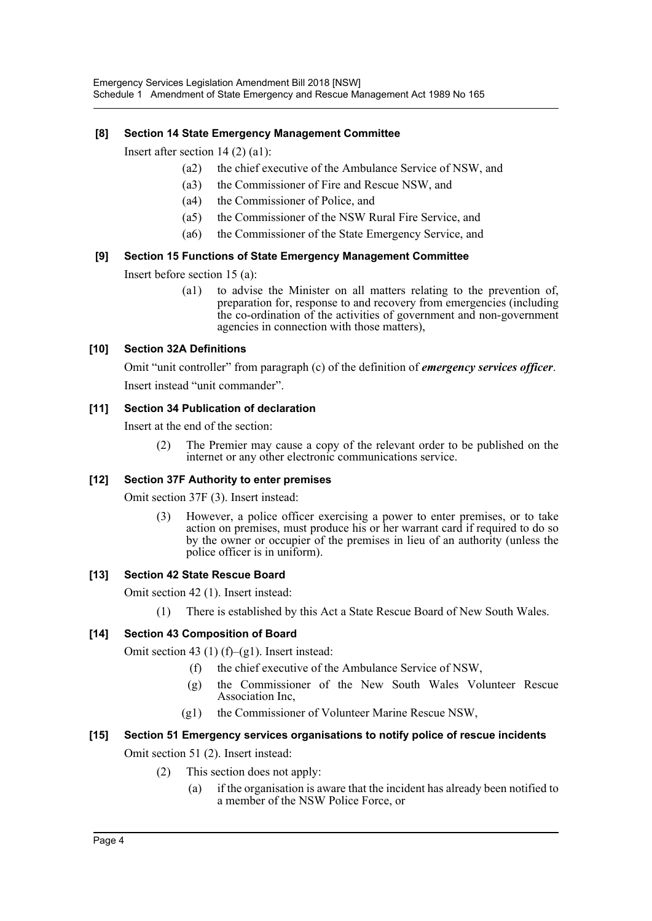### [8] Section 14 State Emergency Management Committee

Insert after section 14 (2) (a1):

- (a2) the chief executive of the Ambulance Service of NSW, and
- (a3) the Commissioner of Fire and Rescue NSW, and
- (a4) the Commissioner of Police, and
- (a5) the Commissioner of the NSW Rural Fire Service, and
- (a6) the Commissioner of the State Emergency Service, and

### [9] Section 15 Functions of State Emergency Management Committee

Insert before section 15 (a):

- (a1) to advise the Minister on all matters relating to the prevention of, preparation for, response to and recovery from emergencies (including the co-ordination of the activities of government and non-government agencies in connection with those matters),

### [10] Section 32A Definitions

Omit "unit controller" from paragraph (c) of the definition of ***emergency services officer***.

Insert instead "unit commander".

### [11] Section 34 Publication of declaration

Insert at the end of the section:

(2) The Premier may cause a copy of the relevant order to be published on the internet or any other electronic communications service.

### [12] Section 37F Authority to enter premises

Omit section 37F (3). Insert instead:

(3) However, a police officer exercising a power to enter premises, or to take action on premises, must produce his or her warrant card if required to do so by the owner or occupier of the premises in lieu of an authority (unless the police officer is in uniform).

### [13] Section 42 State Rescue Board

Omit section 42 (1). Insert instead:

(1) There is established by this Act a State Rescue Board of New South Wales.

### [14] Section 43 Composition of Board

Omit section 43 (1) (f)–(g1). Insert instead:

- (f) the chief executive of the Ambulance Service of NSW,
- (g) the Commissioner of the New South Wales Volunteer Rescue Association Inc,
- (g1) the Commissioner of Volunteer Marine Rescue NSW,

### [15] Section 51 Emergency services organisations to notify police of rescue incidents

Omit section 51 (2). Insert instead:

(2) This section does not apply:

- (a) if the organisation is aware that the incident has already been notified to a member of the NSW Police Force, or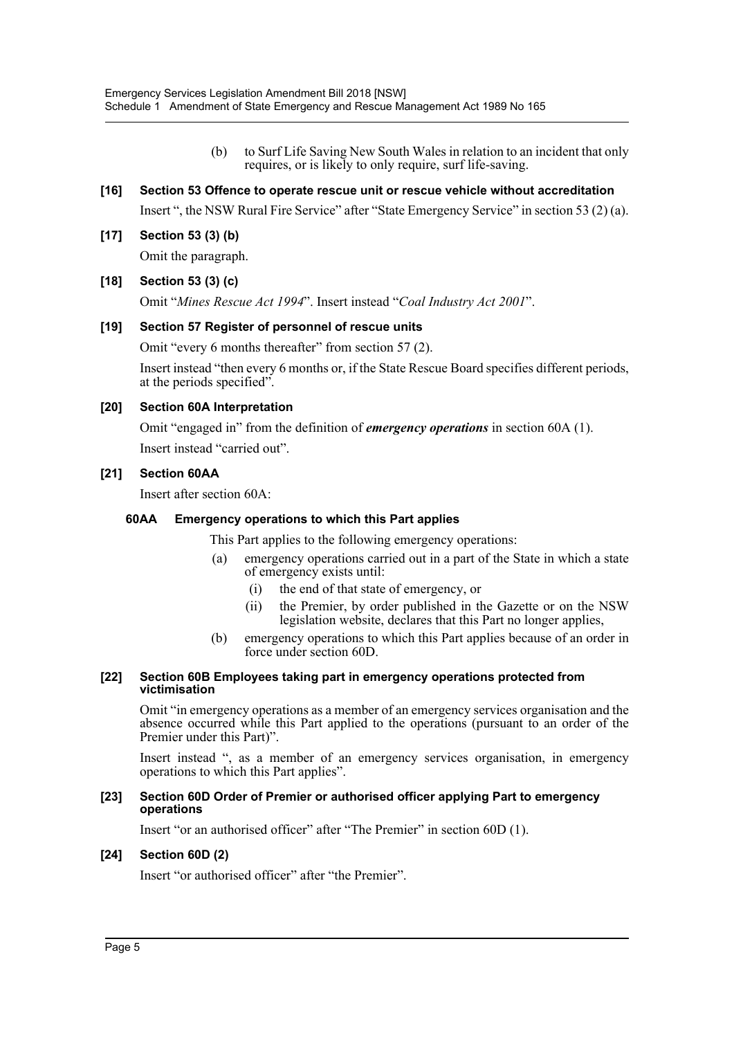(b) to Surf Life Saving New South Wales in relation to an incident that only requires, or is likely to only require, surf life-saving.

### [16] Section 53 Offence to operate rescue unit or rescue vehicle without accreditation

Insert ", the NSW Rural Fire Service" after "State Emergency Service" in section 53 (2) (a).

### [17] Section 53 (3) (b)

Omit the paragraph.

### [18] Section 53 (3) (c)

Omit "*Mines Rescue Act 1994*". Insert instead "*Coal Industry Act 2001*".

### [19] Section 57 Register of personnel of rescue units

Omit "every 6 months thereafter" from section 57 (2).

Insert instead "then every 6 months or, if the State Rescue Board specifies different periods, at the periods specified".

### [20] Section 60A Interpretation

Omit "engaged in" from the definition of ***emergency operations*** in section 60A (1).

Insert instead "carried out".

### [21] Section 60AA

Insert after section 60A:

#### 60AA Emergency operations to which this Part applies

This Part applies to the following emergency operations:

(a) emergency operations carried out in a part of the State in which a state of emergency exists until:

(i) the end of that state of emergency, or

(ii) the Premier, by order published in the Gazette or on the NSW legislation website, declares that this Part no longer applies,

(b) emergency operations to which this Part applies because of an order in force under section 60D.

### [22] Section 60B Employees taking part in emergency operations protected from victimisation

Omit "in emergency operations as a member of an emergency services organisation and the absence occurred while this Part applied to the operations (pursuant to an order of the Premier under this Part)".

Insert instead ", as a member of an emergency services organisation, in emergency operations to which this Part applies".

### [23] Section 60D Order of Premier or authorised officer applying Part to emergency operations

Insert "or an authorised officer" after "The Premier" in section 60D (1).

### [24] Section 60D (2)

Insert "or authorised officer" after "the Premier".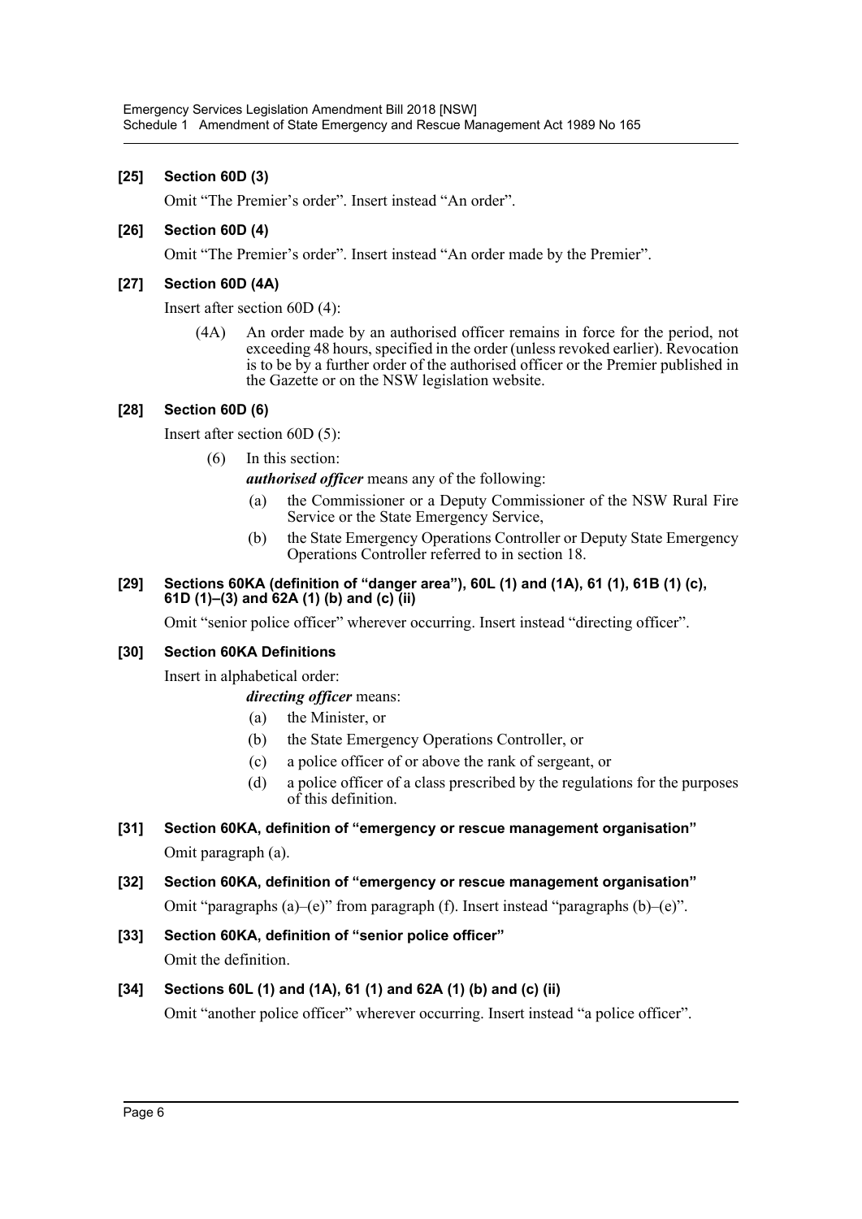#### [25] Section 60D (3)

Omit "The Premier's order". Insert instead "An order".

#### [26] Section 60D (4)

Omit "The Premier's order". Insert instead "An order made by the Premier".

#### [27] Section 60D (4A)

Insert after section 60D (4):

> (4A) An order made by an authorised officer remains in force for the period, not exceeding 48 hours, specified in the order (unless revoked earlier). Revocation is to be by a further order of the authorised officer or the Premier published in the Gazette or on the NSW legislation website.

#### [28] Section 60D (6)

Insert after section 60D (5):

> (6) In this section:
>
> ***authorised officer*** means any of the following:
>
> (a) the Commissioner or a Deputy Commissioner of the NSW Rural Fire Service or the State Emergency Service,
>
> (b) the State Emergency Operations Controller or Deputy State Emergency Operations Controller referred to in section 18.

#### [29] Sections 60KA (definition of "danger area"), 60L (1) and (1A), 61 (1), 61B (1) (c), 61D (1)–(3) and 62A (1) (b) and (c) (ii)

Omit "senior police officer" wherever occurring. Insert instead "directing officer".

#### [30] Section 60KA Definitions

Insert in alphabetical order:

> ***directing officer*** means:
>
> (a) the Minister, or
>
> (b) the State Emergency Operations Controller, or
>
> (c) a police officer of or above the rank of sergeant, or
>
> (d) a police officer of a class prescribed by the regulations for the purposes of this definition.

#### [31] Section 60KA, definition of "emergency or rescue management organisation"

Omit paragraph (a).

#### [32] Section 60KA, definition of "emergency or rescue management organisation"

Omit "paragraphs (a)–(e)" from paragraph (f). Insert instead "paragraphs (b)–(e)".

#### [33] Section 60KA, definition of "senior police officer"

Omit the definition.

#### [34] Sections 60L (1) and (1A), 61 (1) and 62A (1) (b) and (c) (ii)

Omit "another police officer" wherever occurring. Insert instead "a police officer".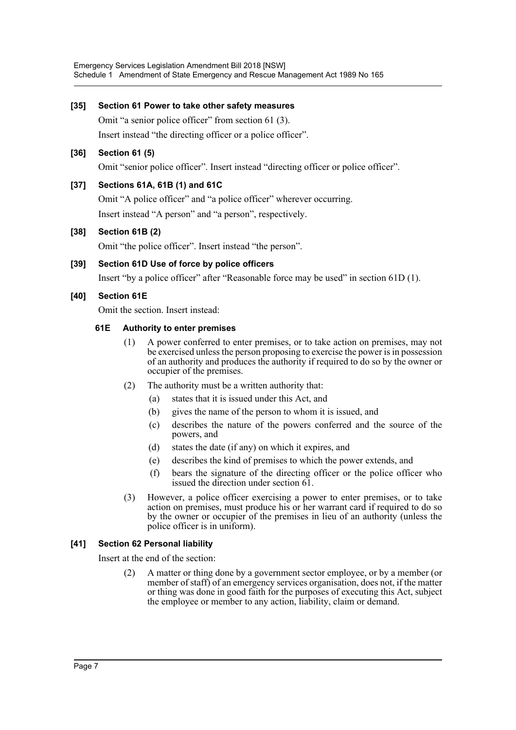**[35] Section 61 Power to take other safety measures**

Omit "a senior police officer" from section 61 (3).

Insert instead "the directing officer or a police officer".

**[36] Section 61 (5)**

Omit "senior police officer". Insert instead "directing officer or police officer".

**[37] Sections 61A, 61B (1) and 61C**

Omit "A police officer" and "a police officer" wherever occurring.

Insert instead "A person" and "a person", respectively.

**[38] Section 61B (2)**

Omit "the police officer". Insert instead "the person".

**[39] Section 61D Use of force by police officers**

Insert "by a police officer" after "Reasonable force may be used" in section 61D (1).

**[40] Section 61E**

Omit the section. Insert instead:

**61E Authority to enter premises**

(1) A power conferred to enter premises, or to take action on premises, may not be exercised unless the person proposing to exercise the power is in possession of an authority and produces the authority if required to do so by the owner or occupier of the premises.

(2) The authority must be a written authority that:

(a) states that it is issued under this Act, and

(b) gives the name of the person to whom it is issued, and

(c) describes the nature of the powers conferred and the source of the powers, and

(d) states the date (if any) on which it expires, and

(e) describes the kind of premises to which the power extends, and

(f) bears the signature of the directing officer or the police officer who issued the direction under section 61.

(3) However, a police officer exercising a power to enter premises, or to take action on premises, must produce his or her warrant card if required to do so by the owner or occupier of the premises in lieu of an authority (unless the police officer is in uniform).

**[41] Section 62 Personal liability**

Insert at the end of the section:

(2) A matter or thing done by a government sector employee, or by a member (or member of staff) of an emergency services organisation, does not, if the matter or thing was done in good faith for the purposes of executing this Act, subject the employee or member to any action, liability, claim or demand.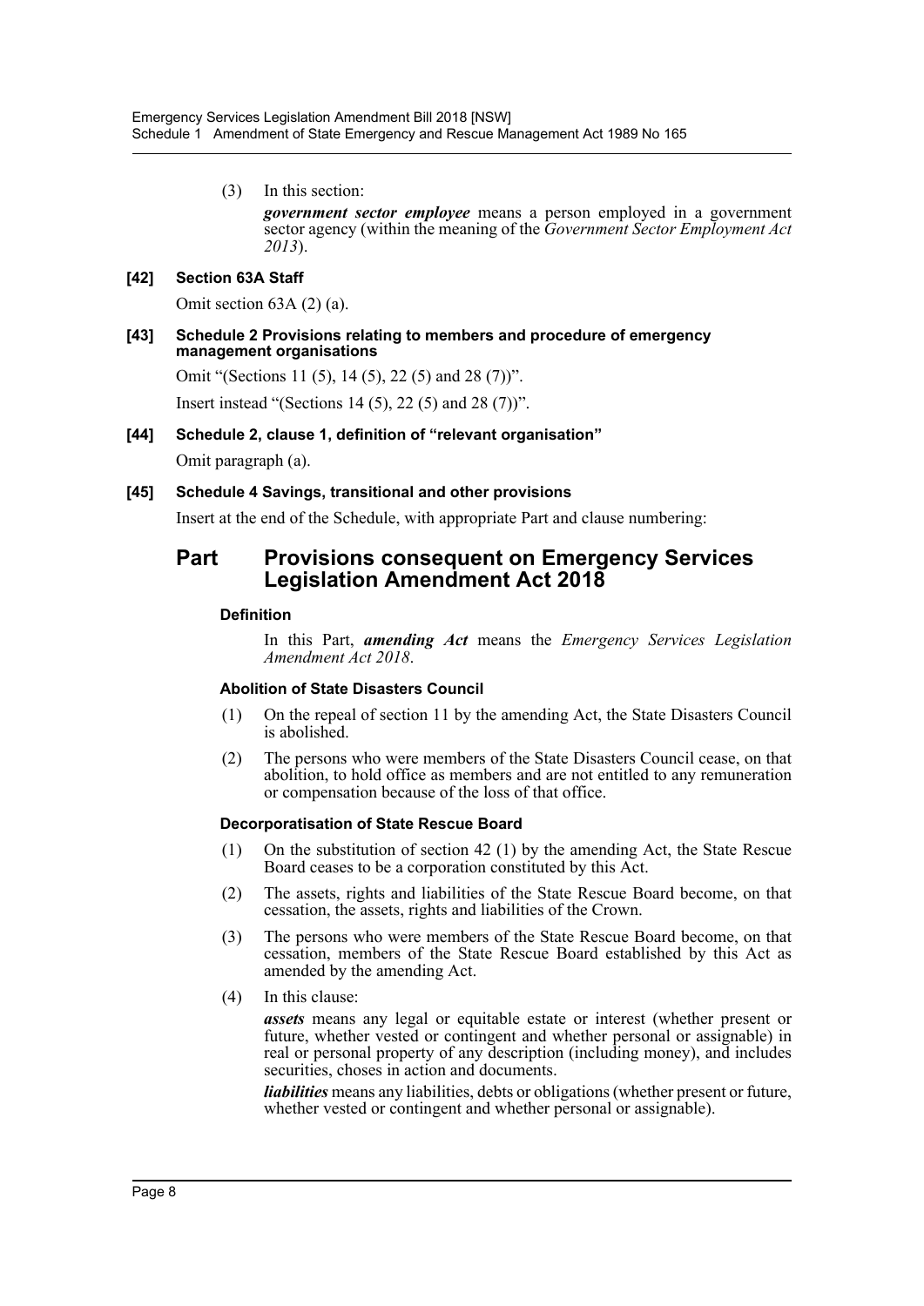(3) In this section:

***government sector employee*** means a person employed in a government sector agency (within the meaning of the *Government Sector Employment Act 2013*).

**[42] Section 63A Staff**

Omit section 63A (2) (a).

**[43] Schedule 2 Provisions relating to members and procedure of emergency management organisations**

Omit "(Sections 11 (5), 14 (5), 22 (5) and 28 (7))".

Insert instead "(Sections 14 (5), 22 (5) and 28 (7))".

**[44] Schedule 2, clause 1, definition of "relevant organisation"**

Omit paragraph (a).

**[45] Schedule 4 Savings, transitional and other provisions**

Insert at the end of the Schedule, with appropriate Part and clause numbering:

## Part Provisions consequent on Emergency Services Legislation Amendment Act 2018

**Definition**

In this Part, ***amending Act*** means the *Emergency Services Legislation Amendment Act 2018*.

**Abolition of State Disasters Council**

(1) On the repeal of section 11 by the amending Act, the State Disasters Council is abolished.

(2) The persons who were members of the State Disasters Council cease, on that abolition, to hold office as members and are not entitled to any remuneration or compensation because of the loss of that office.

**Decorporatisation of State Rescue Board**

(1) On the substitution of section 42 (1) by the amending Act, the State Rescue Board ceases to be a corporation constituted by this Act.

(2) The assets, rights and liabilities of the State Rescue Board become, on that cessation, the assets, rights and liabilities of the Crown.

(3) The persons who were members of the State Rescue Board become, on that cessation, members of the State Rescue Board established by this Act as amended by the amending Act.

(4) In this clause:

***assets*** means any legal or equitable estate or interest (whether present or future, whether vested or contingent and whether personal or assignable) in real or personal property of any description (including money), and includes securities, choses in action and documents.

***liabilities*** means any liabilities, debts or obligations (whether present or future, whether vested or contingent and whether personal or assignable).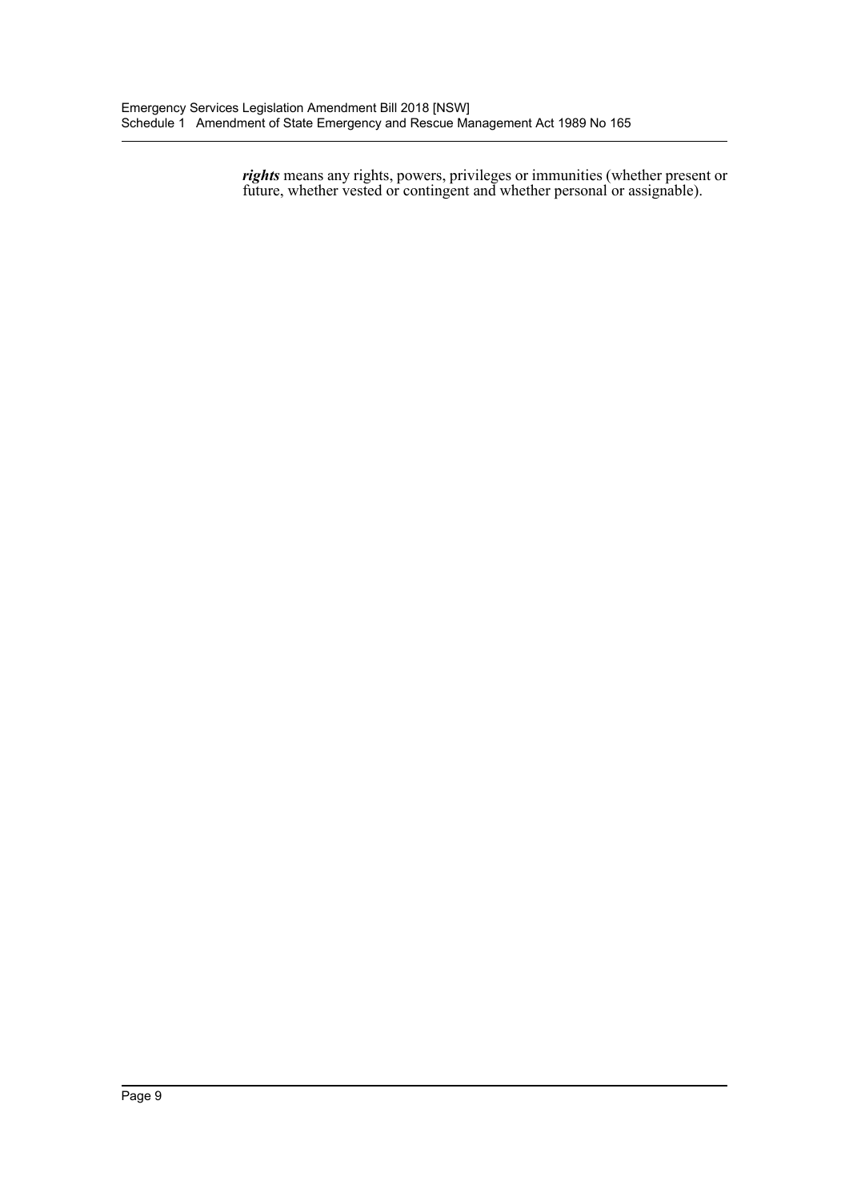***rights*** means any rights, powers, privileges or immunities (whether present or future, whether vested or contingent and whether personal or assignable).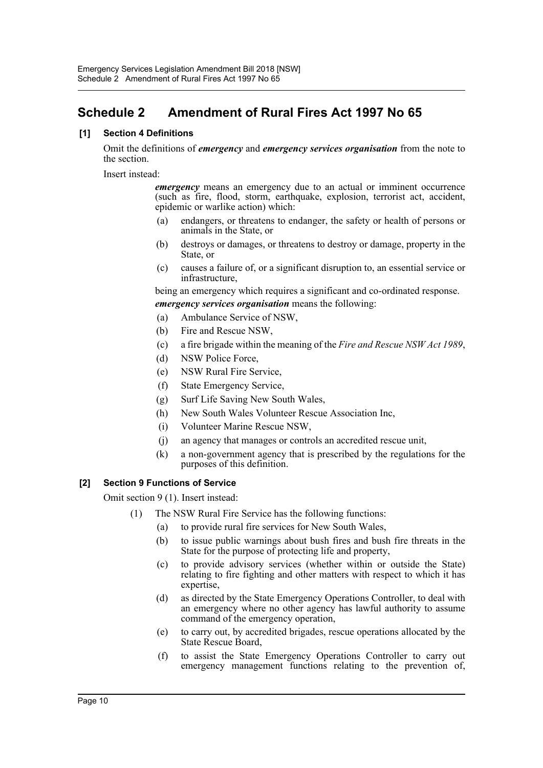# Schedule 2 Amendment of Rural Fires Act 1997 No 65

## [1] Section 4 Definitions

Omit the definitions of ***emergency*** and ***emergency services organisation*** from the note to the section.

Insert instead:

> ***emergency*** means an emergency due to an actual or imminent occurrence (such as fire, flood, storm, earthquake, explosion, terrorist act, accident, epidemic or warlike action) which:
>
> (a) endangers, or threatens to endanger, the safety or health of persons or animals in the State, or
>
> (b) destroys or damages, or threatens to destroy or damage, property in the State, or
>
> (c) causes a failure of, or a significant disruption to, an essential service or infrastructure,
>
> being an emergency which requires a significant and co-ordinated response.
>
> ***emergency services organisation*** means the following:
>
> (a) Ambulance Service of NSW,
>
> (b) Fire and Rescue NSW,
>
> (c) a fire brigade within the meaning of the *Fire and Rescue NSW Act 1989*,
>
> (d) NSW Police Force,
>
> (e) NSW Rural Fire Service,
>
> (f) State Emergency Service,
>
> (g) Surf Life Saving New South Wales,
>
> (h) New South Wales Volunteer Rescue Association Inc,
>
> (i) Volunteer Marine Rescue NSW,
>
> (j) an agency that manages or controls an accredited rescue unit,
>
> (k) a non-government agency that is prescribed by the regulations for the purposes of this definition.

## [2] Section 9 Functions of Service

Omit section 9 (1). Insert instead:

> (1) The NSW Rural Fire Service has the following functions:
>
> (a) to provide rural fire services for New South Wales,
>
> (b) to issue public warnings about bush fires and bush fire threats in the State for the purpose of protecting life and property,
>
> (c) to provide advisory services (whether within or outside the State) relating to fire fighting and other matters with respect to which it has expertise,
>
> (d) as directed by the State Emergency Operations Controller, to deal with an emergency where no other agency has lawful authority to assume command of the emergency operation,
>
> (e) to carry out, by accredited brigades, rescue operations allocated by the State Rescue Board,
>
> (f) to assist the State Emergency Operations Controller to carry out emergency management functions relating to the prevention of,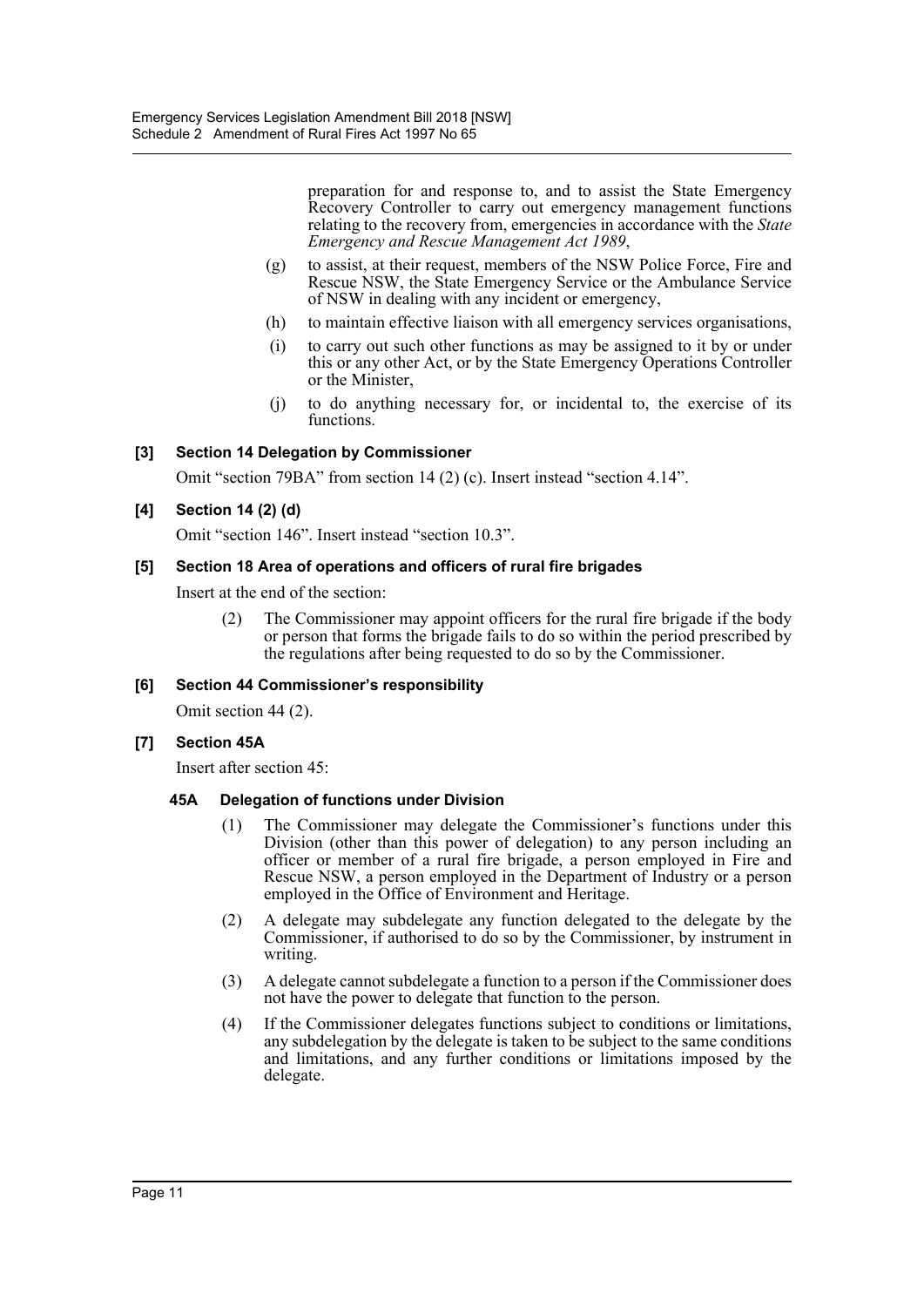preparation for and response to, and to assist the State Emergency Recovery Controller to carry out emergency management functions relating to the recovery from, emergencies in accordance with the *State Emergency and Rescue Management Act 1989*,

(g) to assist, at their request, members of the NSW Police Force, Fire and Rescue NSW, the State Emergency Service or the Ambulance Service of NSW in dealing with any incident or emergency,

(h) to maintain effective liaison with all emergency services organisations,

(i) to carry out such other functions as may be assigned to it by or under this or any other Act, or by the State Emergency Operations Controller or the Minister,

(j) to do anything necessary for, or incidental to, the exercise of its functions.

**[3] Section 14 Delegation by Commissioner**

Omit "section 79BA" from section 14 (2) (c). Insert instead "section 4.14".

**[4] Section 14 (2) (d)**

Omit "section 146". Insert instead "section 10.3".

**[5] Section 18 Area of operations and officers of rural fire brigades**

Insert at the end of the section:

(2) The Commissioner may appoint officers for the rural fire brigade if the body or person that forms the brigade fails to do so within the period prescribed by the regulations after being requested to do so by the Commissioner.

**[6] Section 44 Commissioner's responsibility**

Omit section 44 (2).

**[7] Section 45A**

Insert after section 45:

**45A Delegation of functions under Division**

(1) The Commissioner may delegate the Commissioner's functions under this Division (other than this power of delegation) to any person including an officer or member of a rural fire brigade, a person employed in Fire and Rescue NSW, a person employed in the Department of Industry or a person employed in the Office of Environment and Heritage.

(2) A delegate may subdelegate any function delegated to the delegate by the Commissioner, if authorised to do so by the Commissioner, by instrument in writing.

(3) A delegate cannot subdelegate a function to a person if the Commissioner does not have the power to delegate that function to the person.

(4) If the Commissioner delegates functions subject to conditions or limitations, any subdelegation by the delegate is taken to be subject to the same conditions and limitations, and any further conditions or limitations imposed by the delegate.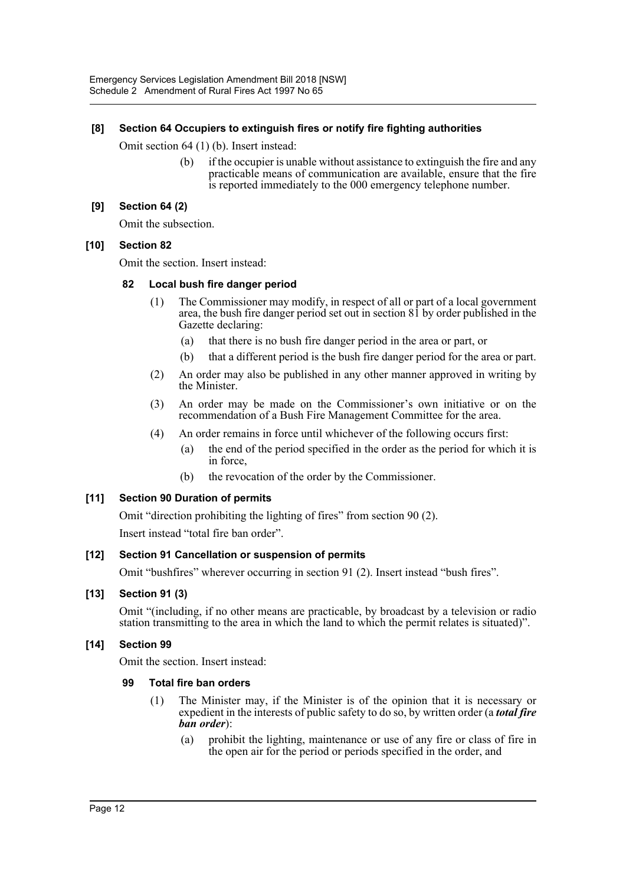### [8] Section 64 Occupiers to extinguish fires or notify fire fighting authorities

Omit section 64 (1) (b). Insert instead:

> (b) if the occupier is unable without assistance to extinguish the fire and any practicable means of communication are available, ensure that the fire is reported immediately to the 000 emergency telephone number.

### [9] Section 64 (2)

Omit the subsection.

### [10] Section 82

Omit the section. Insert instead:

#### 82 Local bush fire danger period

(1) The Commissioner may modify, in respect of all or part of a local government area, the bush fire danger period set out in section 81 by order published in the Gazette declaring:

- (a) that there is no bush fire danger period in the area or part, or
- (b) that a different period is the bush fire danger period for the area or part.

(2) An order may also be published in any other manner approved in writing by the Minister.

(3) An order may be made on the Commissioner's own initiative or on the recommendation of a Bush Fire Management Committee for the area.

(4) An order remains in force until whichever of the following occurs first:

- (a) the end of the period specified in the order as the period for which it is in force,
- (b) the revocation of the order by the Commissioner.

### [11] Section 90 Duration of permits

Omit "direction prohibiting the lighting of fires" from section 90 (2).

Insert instead "total fire ban order".

### [12] Section 91 Cancellation or suspension of permits

Omit "bushfires" wherever occurring in section 91 (2). Insert instead "bush fires".

### [13] Section 91 (3)

Omit "(including, if no other means are practicable, by broadcast by a television or radio station transmitting to the area in which the land to which the permit relates is situated)".

### [14] Section 99

Omit the section. Insert instead:

#### 99 Total fire ban orders

(1) The Minister may, if the Minister is of the opinion that it is necessary or expedient in the interests of public safety to do so, by written order (a ***total fire ban order***):

- (a) prohibit the lighting, maintenance or use of any fire or class of fire in the open air for the period or periods specified in the order, and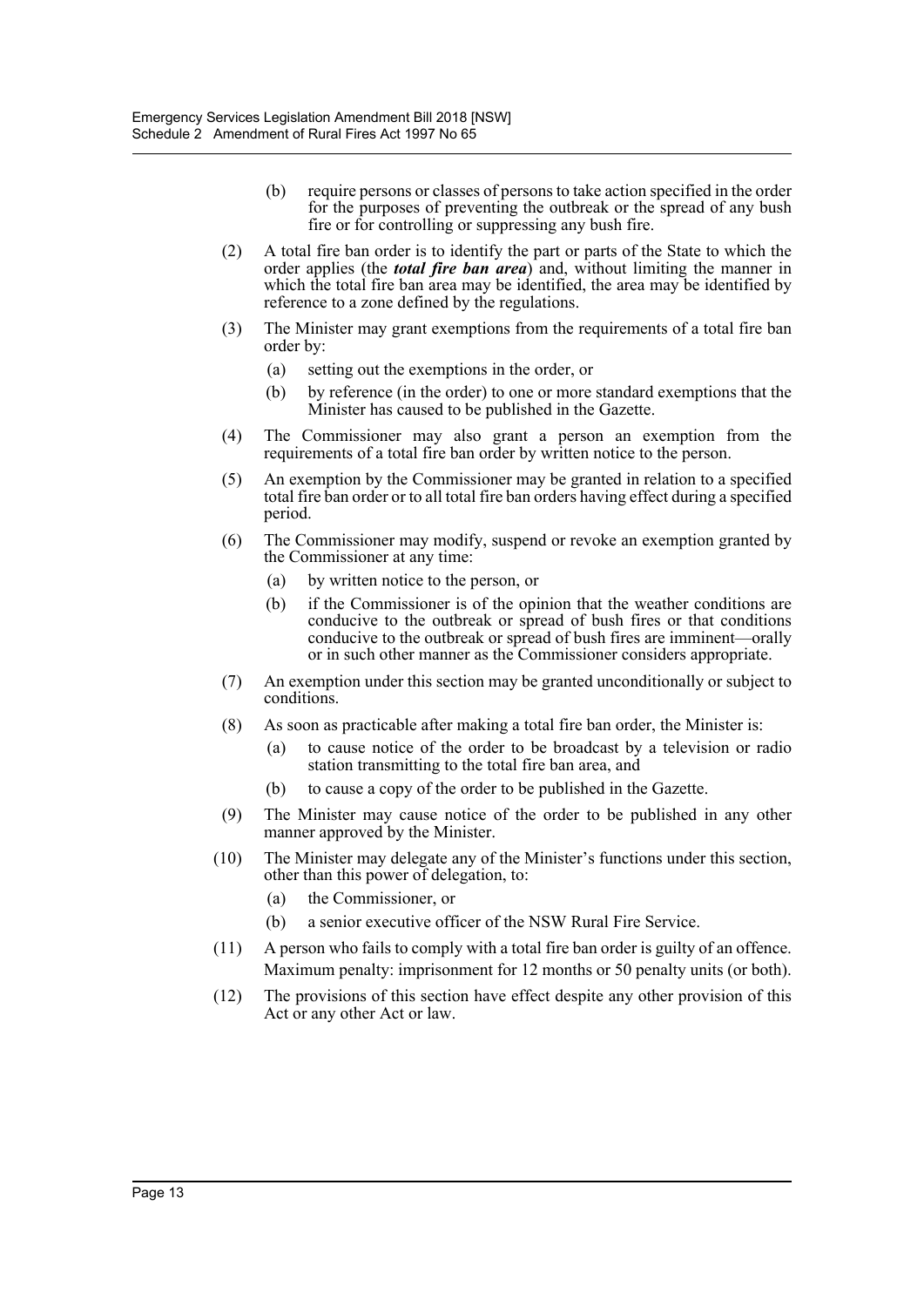(b) require persons or classes of persons to take action specified in the order for the purposes of preventing the outbreak or the spread of any bush fire or for controlling or suppressing any bush fire.

(2) A total fire ban order is to identify the part or parts of the State to which the order applies (the ***total fire ban area***) and, without limiting the manner in which the total fire ban area may be identified, the area may be identified by reference to a zone defined by the regulations.

(3) The Minister may grant exemptions from the requirements of a total fire ban order by:

(a) setting out the exemptions in the order, or

(b) by reference (in the order) to one or more standard exemptions that the Minister has caused to be published in the Gazette.

(4) The Commissioner may also grant a person an exemption from the requirements of a total fire ban order by written notice to the person.

(5) An exemption by the Commissioner may be granted in relation to a specified total fire ban order or to all total fire ban orders having effect during a specified period.

(6) The Commissioner may modify, suspend or revoke an exemption granted by the Commissioner at any time:

(a) by written notice to the person, or

(b) if the Commissioner is of the opinion that the weather conditions are conducive to the outbreak or spread of bush fires or that conditions conducive to the outbreak or spread of bush fires are imminent—orally or in such other manner as the Commissioner considers appropriate.

(7) An exemption under this section may be granted unconditionally or subject to conditions.

(8) As soon as practicable after making a total fire ban order, the Minister is:

(a) to cause notice of the order to be broadcast by a television or radio station transmitting to the total fire ban area, and

(b) to cause a copy of the order to be published in the Gazette.

(9) The Minister may cause notice of the order to be published in any other manner approved by the Minister.

(10) The Minister may delegate any of the Minister's functions under this section, other than this power of delegation, to:

(a) the Commissioner, or

(b) a senior executive officer of the NSW Rural Fire Service.

(11) A person who fails to comply with a total fire ban order is guilty of an offence.

Maximum penalty: imprisonment for 12 months or 50 penalty units (or both).

(12) The provisions of this section have effect despite any other provision of this Act or any other Act or law.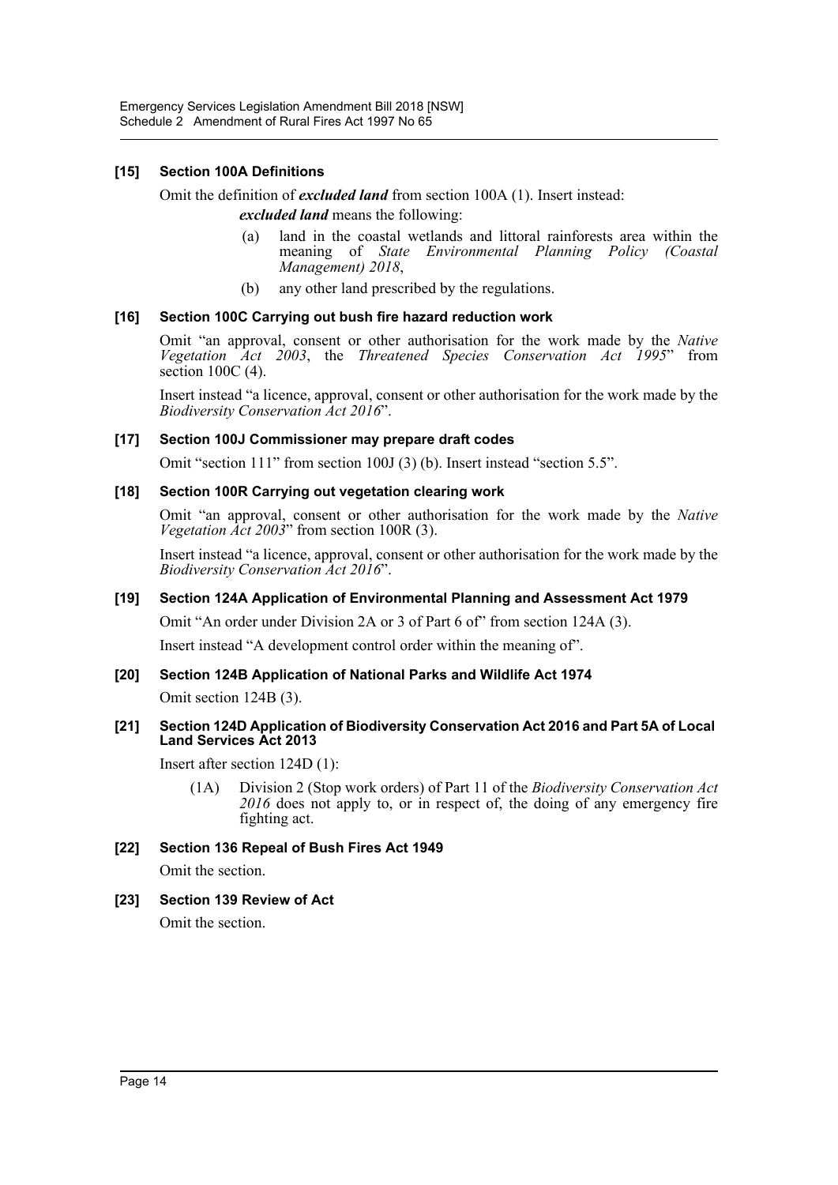### [15] Section 100A Definitions

Omit the definition of ***excluded land*** from section 100A (1). Insert instead:

> ***excluded land*** means the following:
>
> (a) land in the coastal wetlands and littoral rainforests area within the meaning of *State Environmental Planning Policy (Coastal Management) 2018*,
>
> (b) any other land prescribed by the regulations.

### [16] Section 100C Carrying out bush fire hazard reduction work

Omit "an approval, consent or other authorisation for the work made by the *Native Vegetation Act 2003*, the *Threatened Species Conservation Act 1995*" from section 100C (4).

Insert instead "a licence, approval, consent or other authorisation for the work made by the *Biodiversity Conservation Act 2016*".

### [17] Section 100J Commissioner may prepare draft codes

Omit "section 111" from section 100J (3) (b). Insert instead "section 5.5".

### [18] Section 100R Carrying out vegetation clearing work

Omit "an approval, consent or other authorisation for the work made by the *Native Vegetation Act 2003*" from section 100R (3).

Insert instead "a licence, approval, consent or other authorisation for the work made by the *Biodiversity Conservation Act 2016*".

### [19] Section 124A Application of Environmental Planning and Assessment Act 1979

Omit "An order under Division 2A or 3 of Part 6 of" from section 124A (3).

Insert instead "A development control order within the meaning of".

### [20] Section 124B Application of National Parks and Wildlife Act 1974

Omit section 124B (3).

### [21] Section 124D Application of Biodiversity Conservation Act 2016 and Part 5A of Local Land Services Act 2013

Insert after section 124D (1):

> (1A) Division 2 (Stop work orders) of Part 11 of the *Biodiversity Conservation Act 2016* does not apply to, or in respect of, the doing of any emergency fire fighting act.

### [22] Section 136 Repeal of Bush Fires Act 1949

Omit the section.

### [23] Section 139 Review of Act

Omit the section.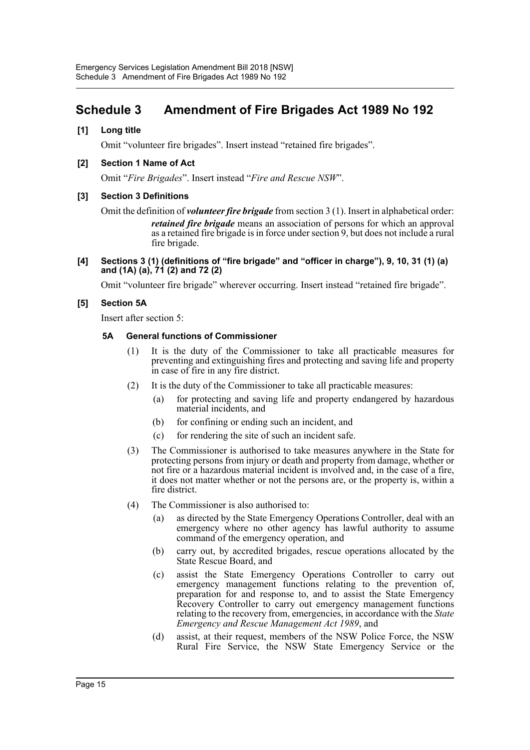## Schedule 3 Amendment of Fire Brigades Act 1989 No 192

### [1] Long title

Omit "volunteer fire brigades". Insert instead "retained fire brigades".

### [2] Section 1 Name of Act

Omit "*Fire Brigades*". Insert instead "*Fire and Rescue NSW*".

### [3] Section 3 Definitions

Omit the definition of ***volunteer fire brigade*** from section 3 (1). Insert in alphabetical order:

> ***retained fire brigade*** means an association of persons for which an approval as a retained fire brigade is in force under section 9, but does not include a rural fire brigade.

### [4] Sections 3 (1) (definitions of "fire brigade" and "officer in charge"), 9, 10, 31 (1) (a) and (1A) (a), 71 (2) and 72 (2)

Omit "volunteer fire brigade" wherever occurring. Insert instead "retained fire brigade".

### [5] Section 5A

Insert after section 5:

#### 5A General functions of Commissioner

(1) It is the duty of the Commissioner to take all practicable measures for preventing and extinguishing fires and protecting and saving life and property in case of fire in any fire district.

(2) It is the duty of the Commissioner to take all practicable measures:

- (a) for protecting and saving life and property endangered by hazardous material incidents, and
- (b) for confining or ending such an incident, and
- (c) for rendering the site of such an incident safe.

(3) The Commissioner is authorised to take measures anywhere in the State for protecting persons from injury or death and property from damage, whether or not fire or a hazardous material incident is involved and, in the case of a fire, it does not matter whether or not the persons are, or the property is, within a fire district.

(4) The Commissioner is also authorised to:

- (a) as directed by the State Emergency Operations Controller, deal with an emergency where no other agency has lawful authority to assume command of the emergency operation, and
- (b) carry out, by accredited brigades, rescue operations allocated by the State Rescue Board, and
- (c) assist the State Emergency Operations Controller to carry out emergency management functions relating to the prevention of, preparation for and response to, and to assist the State Emergency Recovery Controller to carry out emergency management functions relating to the recovery from, emergencies, in accordance with the *State Emergency and Rescue Management Act 1989*, and
- (d) assist, at their request, members of the NSW Police Force, the NSW Rural Fire Service, the NSW State Emergency Service or the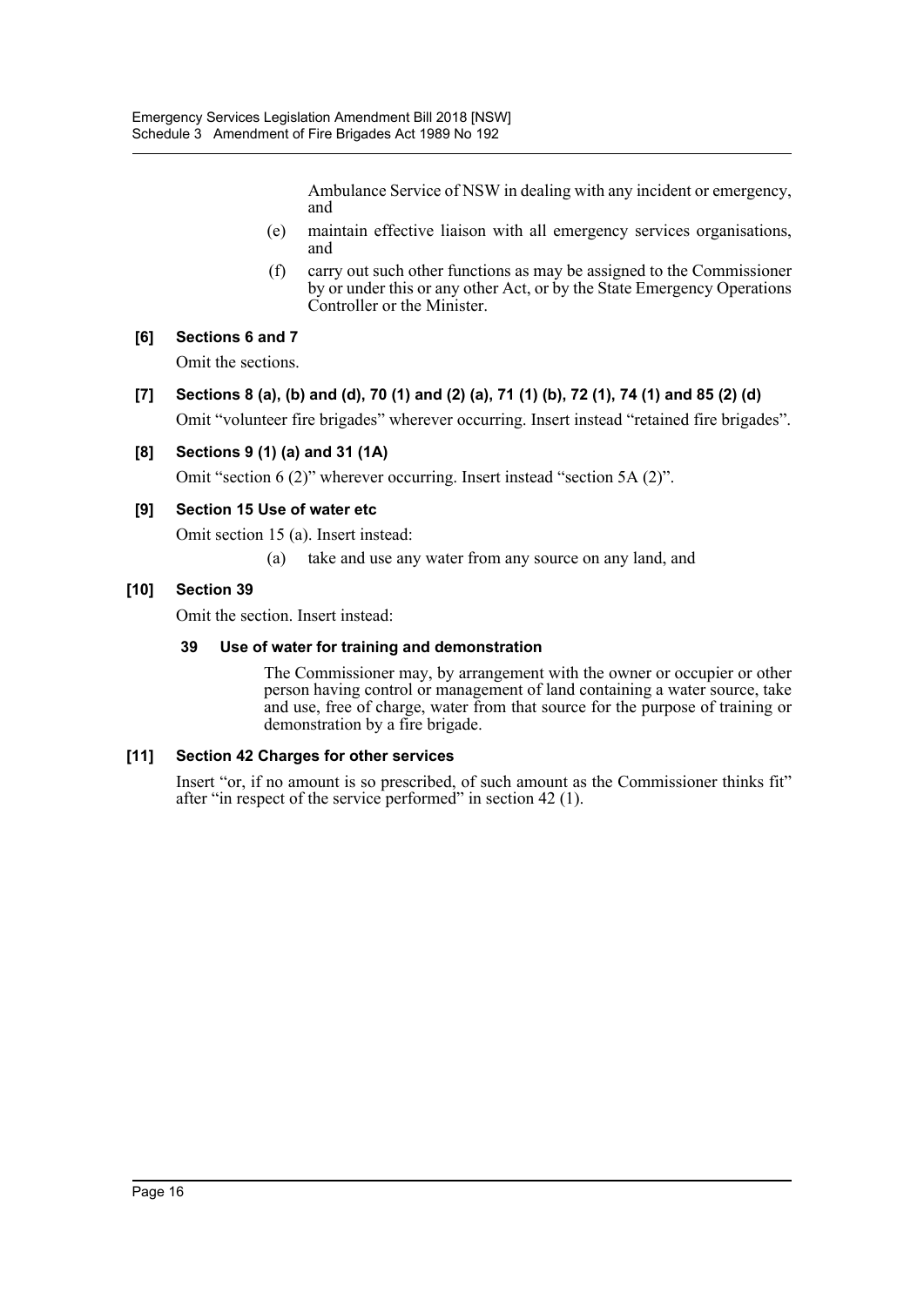Ambulance Service of NSW in dealing with any incident or emergency, and

(e) maintain effective liaison with all emergency services organisations, and

(f) carry out such other functions as may be assigned to the Commissioner by or under this or any other Act, or by the State Emergency Operations Controller or the Minister.

**[6] Sections 6 and 7**

Omit the sections.

**[7] Sections 8 (a), (b) and (d), 70 (1) and (2) (a), 71 (1) (b), 72 (1), 74 (1) and 85 (2) (d)**

Omit "volunteer fire brigades" wherever occurring. Insert instead "retained fire brigades".

**[8] Sections 9 (1) (a) and 31 (1A)**

Omit "section 6 (2)" wherever occurring. Insert instead "section 5A (2)".

**[9] Section 15 Use of water etc**

Omit section 15 (a). Insert instead:

(a) take and use any water from any source on any land, and

**[10] Section 39**

Omit the section. Insert instead:

**39 Use of water for training and demonstration**

The Commissioner may, by arrangement with the owner or occupier or other person having control or management of land containing a water source, take and use, free of charge, water from that source for the purpose of training or demonstration by a fire brigade.

**[11] Section 42 Charges for other services**

Insert "or, if no amount is so prescribed, of such amount as the Commissioner thinks fit" after "in respect of the service performed" in section 42 (1).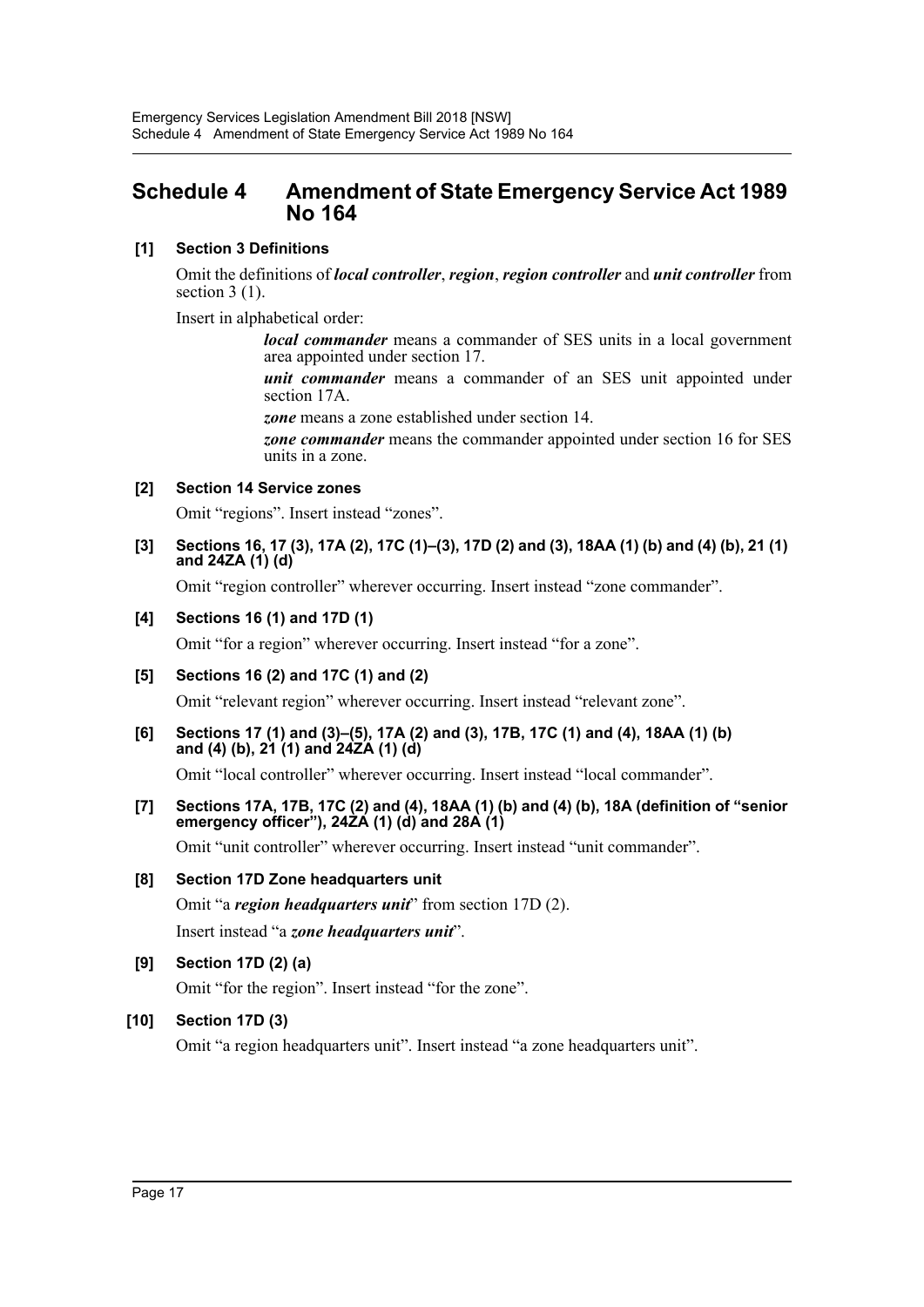# Schedule 4 Amendment of State Emergency Service Act 1989 No 164

**[1] Section 3 Definitions**

Omit the definitions of ***local controller***, ***region***, ***region controller*** and ***unit controller*** from section 3 (1).

Insert in alphabetical order:

> ***local commander*** means a commander of SES units in a local government area appointed under section 17.
>
> ***unit commander*** means a commander of an SES unit appointed under section 17A.
>
> ***zone*** means a zone established under section 14.
>
> ***zone commander*** means the commander appointed under section 16 for SES units in a zone.

**[2] Section 14 Service zones**

Omit "regions". Insert instead "zones".

**[3] Sections 16, 17 (3), 17A (2), 17C (1)–(3), 17D (2) and (3), 18AA (1) (b) and (4) (b), 21 (1) and 24ZA (1) (d)**

Omit "region controller" wherever occurring. Insert instead "zone commander".

**[4] Sections 16 (1) and 17D (1)**

Omit "for a region" wherever occurring. Insert instead "for a zone".

**[5] Sections 16 (2) and 17C (1) and (2)**

Omit "relevant region" wherever occurring. Insert instead "relevant zone".

**[6] Sections 17 (1) and (3)–(5), 17A (2) and (3), 17B, 17C (1) and (4), 18AA (1) (b) and (4) (b), 21 (1) and 24ZA (1) (d)**

Omit "local controller" wherever occurring. Insert instead "local commander".

**[7] Sections 17A, 17B, 17C (2) and (4), 18AA (1) (b) and (4) (b), 18A (definition of "senior emergency officer"), 24ZA (1) (d) and 28A (1)**

Omit "unit controller" wherever occurring. Insert instead "unit commander".

**[8] Section 17D Zone headquarters unit**

Omit "a ***region headquarters unit***" from section 17D (2).

Insert instead "a ***zone headquarters unit***".

**[9] Section 17D (2) (a)**

Omit "for the region". Insert instead "for the zone".

**[10] Section 17D (3)**

Omit "a region headquarters unit". Insert instead "a zone headquarters unit".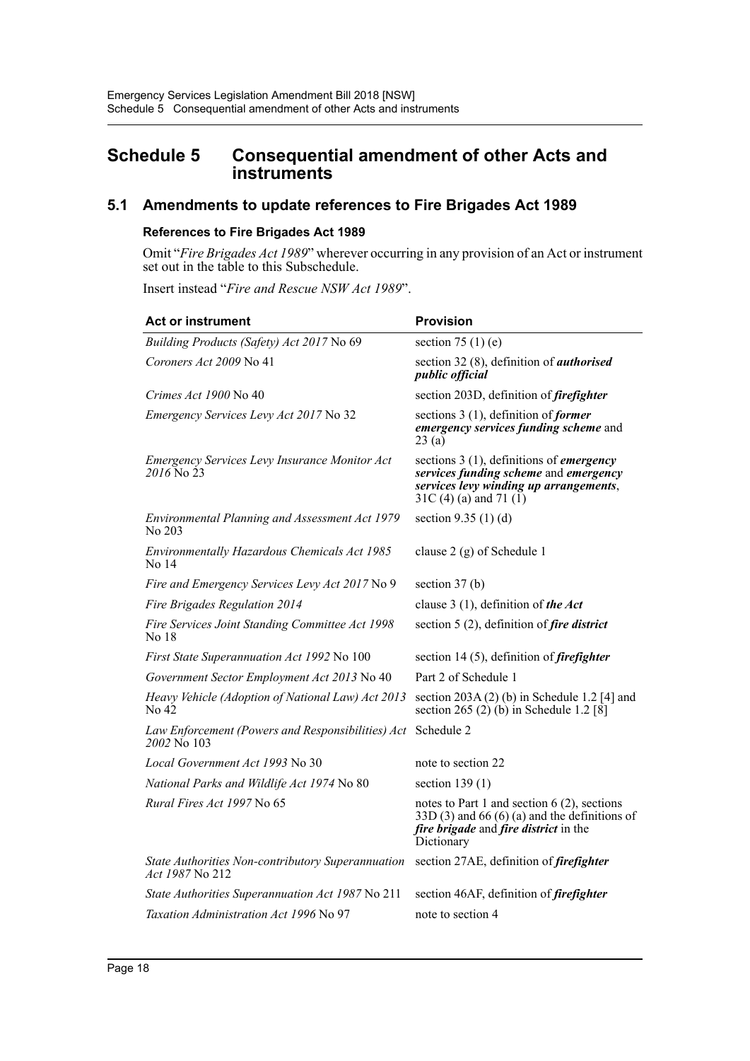# Schedule 5 Consequential amendment of other Acts and instruments

## 5.1 Amendments to update references to Fire Brigades Act 1989

### References to Fire Brigades Act 1989

Omit "*Fire Brigades Act 1989*" wherever occurring in any provision of an Act or instrument set out in the table to this Subschedule.

Insert instead "*Fire and Rescue NSW Act 1989*".

| Act or instrument | Provision |
|---|---|
| *Building Products (Safety) Act 2017* No 69 | section 75 (1) (e) |
| *Coroners Act 2009* No 41 | section 32 (8), definition of ***authorised public official*** |
| *Crimes Act 1900* No 40 | section 203D, definition of ***firefighter*** |
| *Emergency Services Levy Act 2017* No 32 | sections 3 (1), definition of ***former emergency services funding scheme*** and 23 (a) |
| *Emergency Services Levy Insurance Monitor Act 2016* No 23 | sections 3 (1), definitions of ***emergency services funding scheme*** and ***emergency services levy winding up arrangements***, 31C (4) (a) and 71 (1) |
| *Environmental Planning and Assessment Act 1979* No 203 | section 9.35 (1) (d) |
| *Environmentally Hazardous Chemicals Act 1985* No 14 | clause 2 (g) of Schedule 1 |
| *Fire and Emergency Services Levy Act 2017* No 9 | section 37 (b) |
| *Fire Brigades Regulation 2014* | clause 3 (1), definition of ***the Act*** |
| *Fire Services Joint Standing Committee Act 1998* No 18 | section 5 (2), definition of ***fire district*** |
| *First State Superannuation Act 1992* No 100 | section 14 (5), definition of ***firefighter*** |
| *Government Sector Employment Act 2013* No 40 | Part 2 of Schedule 1 |
| *Heavy Vehicle (Adoption of National Law) Act 2013* No 42 | section 203A (2) (b) in Schedule 1.2 [4] and section 265 (2) (b) in Schedule 1.2 [8] |
| *Law Enforcement (Powers and Responsibilities) Act 2002* No 103 | Schedule 2 |
| *Local Government Act 1993* No 30 | note to section 22 |
| *National Parks and Wildlife Act 1974* No 80 | section 139 (1) |
| *Rural Fires Act 1997* No 65 | notes to Part 1 and section 6 (2), sections 33D (3) and 66 (6) (a) and the definitions of ***fire brigade*** and ***fire district*** in the Dictionary |
| *State Authorities Non-contributory Superannuation Act 1987* No 212 | section 27AE, definition of ***firefighter*** |
| *State Authorities Superannuation Act 1987* No 211 | section 46AF, definition of ***firefighter*** |
| *Taxation Administration Act 1996* No 97 | note to section 4 |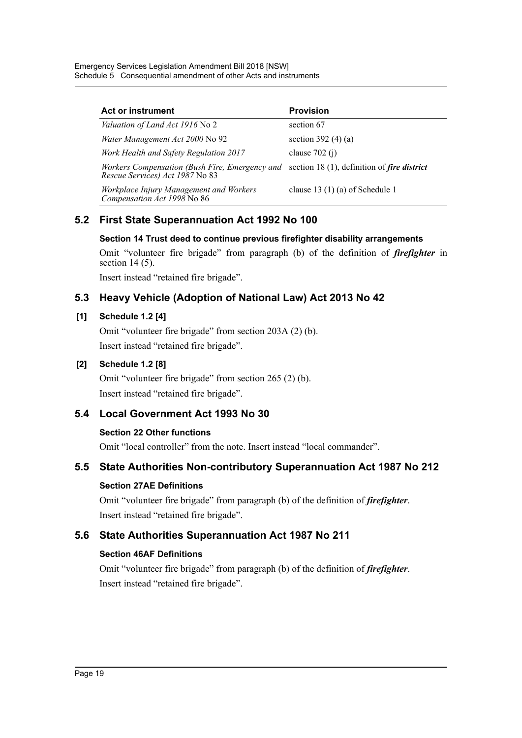| Act or instrument | Provision |
| --- | --- |
| *Valuation of Land Act 1916* No 2 | section 67 |
| *Water Management Act 2000* No 92 | section 392 (4) (a) |
| *Work Health and Safety Regulation 2017* | clause 702 (j) |
| *Workers Compensation (Bush Fire, Emergency and Rescue Services) Act 1987* No 83 | section 18 (1), definition of ***fire district*** |
| *Workplace Injury Management and Workers Compensation Act 1998* No 86 | clause 13 (1) (a) of Schedule 1 |

## 5.2 First State Superannuation Act 1992 No 100

### Section 14 Trust deed to continue previous firefighter disability arrangements

Omit "volunteer fire brigade" from paragraph (b) of the definition of ***firefighter*** in section 14 (5).

Insert instead "retained fire brigade".

## 5.3 Heavy Vehicle (Adoption of National Law) Act 2013 No 42

### [1] Schedule 1.2 [4]

Omit "volunteer fire brigade" from section 203A (2) (b).

Insert instead "retained fire brigade".

### [2] Schedule 1.2 [8]

Omit "volunteer fire brigade" from section 265 (2) (b).

Insert instead "retained fire brigade".

## 5.4 Local Government Act 1993 No 30

### Section 22 Other functions

Omit "local controller" from the note. Insert instead "local commander".

## 5.5 State Authorities Non-contributory Superannuation Act 1987 No 212

### Section 27AE Definitions

Omit "volunteer fire brigade" from paragraph (b) of the definition of ***firefighter***.

Insert instead "retained fire brigade".

## 5.6 State Authorities Superannuation Act 1987 No 211

### Section 46AF Definitions

Omit "volunteer fire brigade" from paragraph (b) of the definition of ***firefighter***.

Insert instead "retained fire brigade".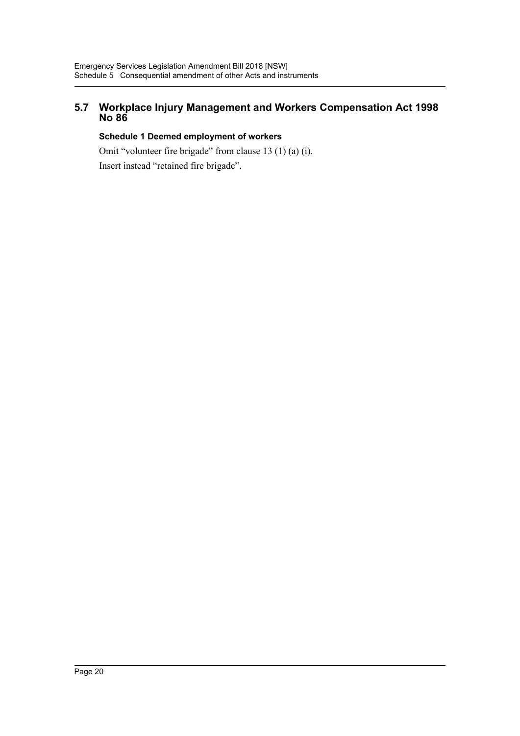## 5.7 Workplace Injury Management and Workers Compensation Act 1998 No 86

**Schedule 1 Deemed employment of workers**

Omit "volunteer fire brigade" from clause 13 (1) (a) (i).

Insert instead "retained fire brigade".